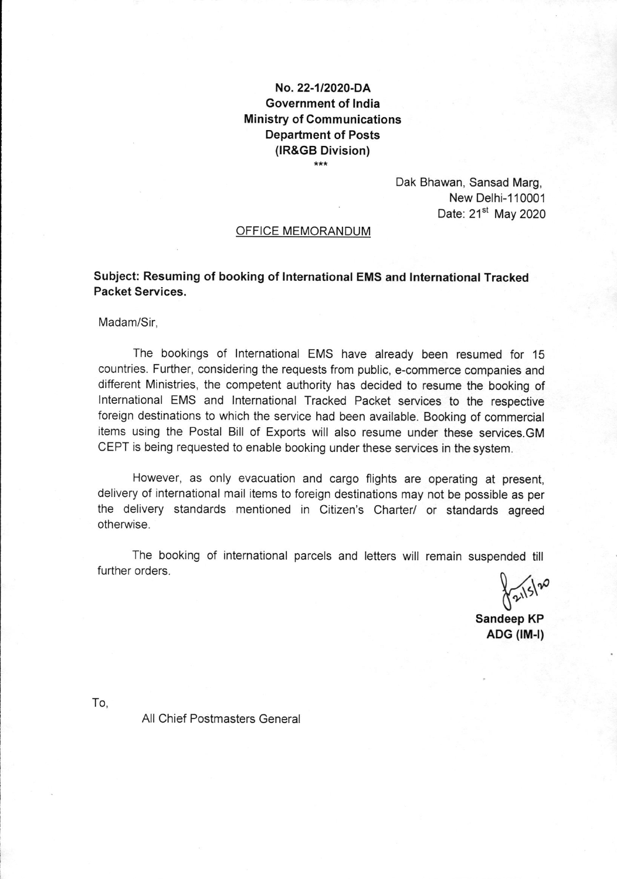**No. 22-1/2020-DA**
**Government of India**
**Ministry of Communications**
**Department of Posts**
**(IR&GB Division)**

\*\*\*

Dak Bhawan, Sansad Marg,
New Delhi-110001
Date: 21st May 2020

OFFICE MEMORANDUM

**Subject: Resuming of booking of International EMS and International Tracked Packet Services.**

Madam/Sir,

The bookings of International EMS have already been resumed for 15 countries. Further, considering the requests from public, e-commerce companies and different Ministries, the competent authority has decided to resume the booking of International EMS and International Tracked Packet services to the respective foreign destinations to which the service had been available. Booking of commercial items using the Postal Bill of Exports will also resume under these services.GM CEPT is being requested to enable booking under these services in the system.

However, as only evacuation and cargo flights are operating at present, delivery of international mail items to foreign destinations may not be possible as per the delivery standards mentioned in Citizen's Charter/ or standards agreed otherwise.

The booking of international parcels and letters will remain suspended till further orders.

21/5/20

**Sandeep KP**
**ADG (IM-I)**

To,

All Chief Postmasters General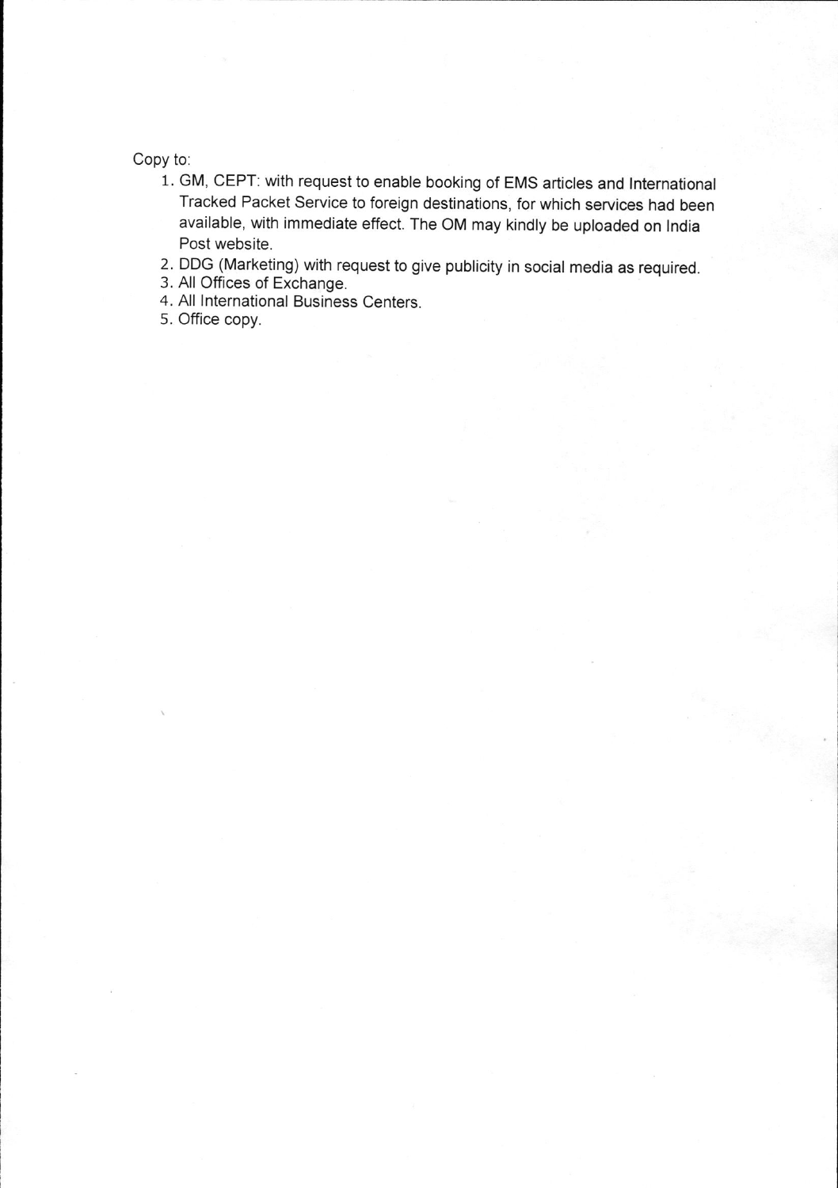Copy to:

1. GM, CEPT: with request to enable booking of EMS articles and International Tracked Packet Service to foreign destinations, for which services had been available, with immediate effect. The OM may kindly be uploaded on India Post website.
2. DDG (Marketing) with request to give publicity in social media as required.
3. All Offices of Exchange.
4. All International Business Centers.
5. Office copy.